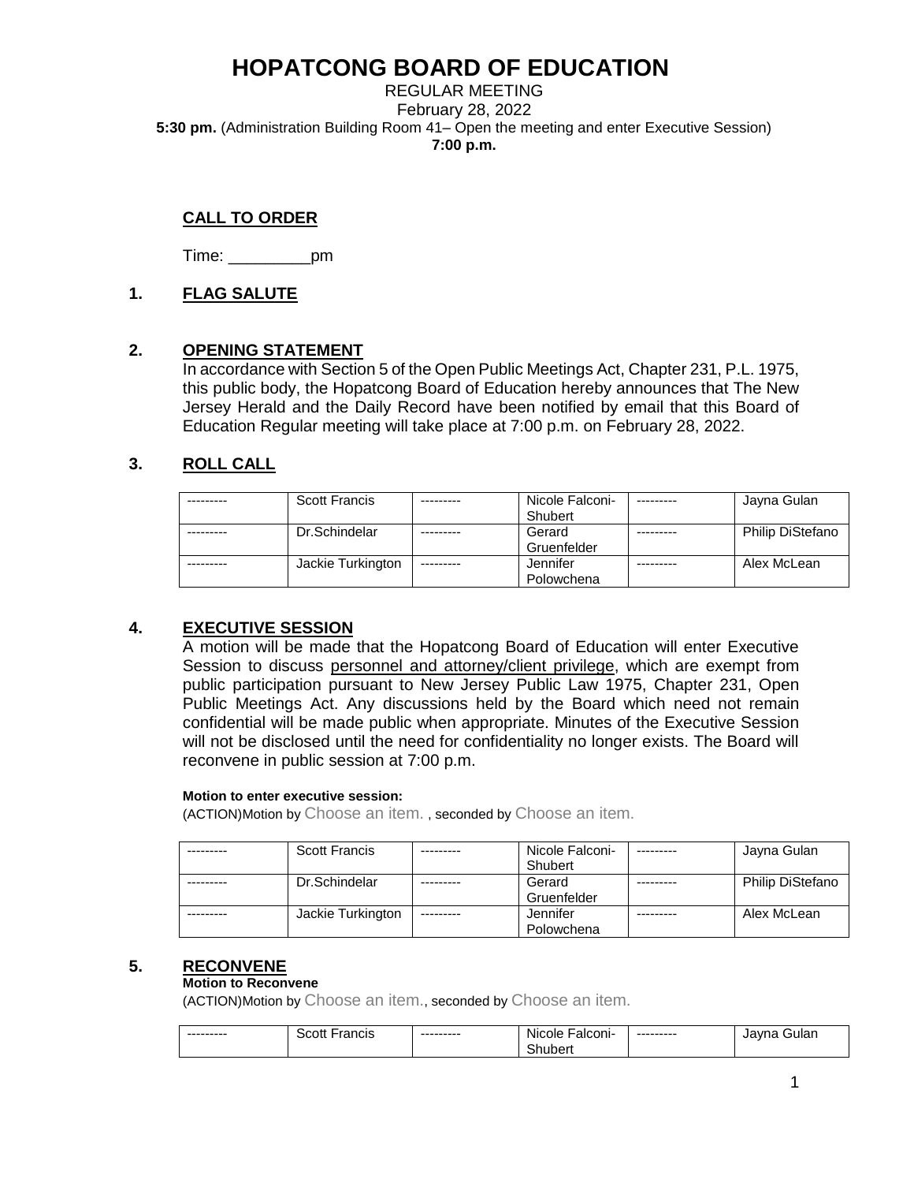# HOPATCONG BOARD OF EDUCATION

REGULAR MEETING
February 28, 2022
**5:30 pm.** (Administration Building Room 41– Open the meeting and enter Executive Session)
**7:00 p.m.**

**CALL TO ORDER**

Time: _________pm

## 1. FLAG SALUTE

## 2. OPENING STATEMENT

In accordance with Section 5 of the Open Public Meetings Act, Chapter 231, P.L. 1975, this public body, the Hopatcong Board of Education hereby announces that The New Jersey Herald and the Daily Record have been notified by email that this Board of Education Regular meeting will take place at 7:00 p.m. on February 28, 2022.

## 3. ROLL CALL

| --------- | Scott Francis | --------- | Nicole Falconi-Shubert | --------- | Jayna Gulan |
|---|---|---|---|---|---|
| --------- | Dr.Schindelar | --------- | Gerard Gruenfelder | --------- | Philip DiStefano |
| --------- | Jackie Turkington | --------- | Jennifer Polowchena | --------- | Alex McLean |

## 4. EXECUTIVE SESSION

A motion will be made that the Hopatcong Board of Education will enter Executive Session to discuss personnel and attorney/client privilege, which are exempt from public participation pursuant to New Jersey Public Law 1975, Chapter 231, Open Public Meetings Act. Any discussions held by the Board which need not remain confidential will be made public when appropriate. Minutes of the Executive Session will not be disclosed until the need for confidentiality no longer exists. The Board will reconvene in public session at 7:00 p.m.

**Motion to enter executive session:**
(ACTION)Motion by Choose an item. , seconded by Choose an item.

| --------- | Scott Francis | --------- | Nicole Falconi-Shubert | --------- | Jayna Gulan |
|---|---|---|---|---|---|
| --------- | Dr.Schindelar | --------- | Gerard Gruenfelder | --------- | Philip DiStefano |
| --------- | Jackie Turkington | --------- | Jennifer Polowchena | --------- | Alex McLean |

## 5. RECONVENE

**Motion to Reconvene**
(ACTION)Motion by Choose an item., seconded by Choose an item.

| --------- | Scott Francis | --------- | Nicole Falconi-Shubert | --------- | Jayna Gulan |
|---|---|---|---|---|---|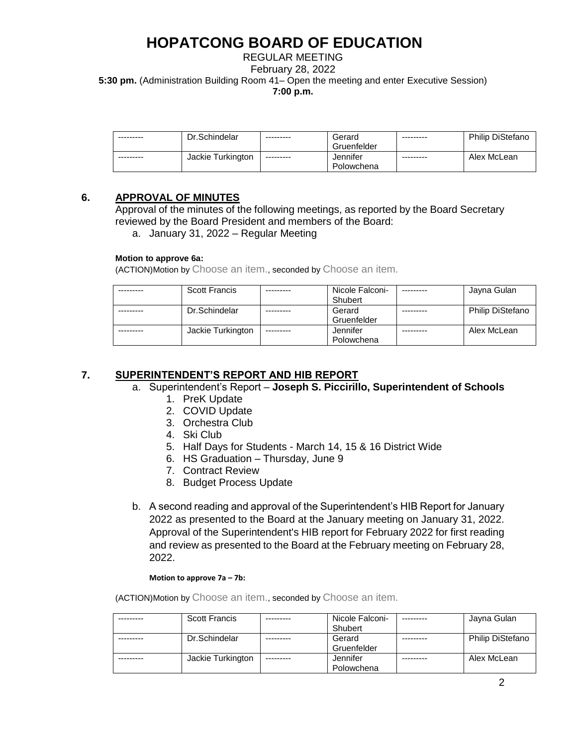# HOPATCONG BOARD OF EDUCATION

REGULAR MEETING

February 28, 2022

**5:30 pm.** (Administration Building Room 41– Open the meeting and enter Executive Session)

**7:00 p.m.**

| | | | | | |
|---|---|---|---|---|---|
| --------- | Dr.Schindelar | --------- | Gerard Gruenfelder | --------- | Philip DiStefano |
| --------- | Jackie Turkington | --------- | Jennifer Polowchena | --------- | Alex McLean |

## 6. APPROVAL OF MINUTES

Approval of the minutes of the following meetings, as reported by the Board Secretary reviewed by the Board President and members of the Board:

a. January 31, 2022 – Regular Meeting

**Motion to approve 6a:**

(ACTION)Motion by Choose an item., seconded by Choose an item.

| | | | | | |
|---|---|---|---|---|---|
| --------- | Scott Francis | --------- | Nicole Falconi-Shubert | --------- | Jayna Gulan |
| --------- | Dr.Schindelar | --------- | Gerard Gruenfelder | --------- | Philip DiStefano |
| --------- | Jackie Turkington | --------- | Jennifer Polowchena | --------- | Alex McLean |

## 7. SUPERINTENDENT'S REPORT AND HIB REPORT

a. Superintendent's Report – **Joseph S. Piccirillo, Superintendent of Schools**

1. PreK Update
2. COVID Update
3. Orchestra Club
4. Ski Club
5. Half Days for Students - March 14, 15 & 16 District Wide
6. HS Graduation – Thursday, June 9
7. Contract Review
8. Budget Process Update

b. A second reading and approval of the Superintendent's HIB Report for January 2022 as presented to the Board at the January meeting on January 31, 2022. Approval of the Superintendent's HIB report for February 2022 for first reading and review as presented to the Board at the February meeting on February 28, 2022.

**Motion to approve 7a – 7b:**

(ACTION)Motion by Choose an item., seconded by Choose an item.

| | | | | | |
|---|---|---|---|---|---|
| --------- | Scott Francis | --------- | Nicole Falconi-Shubert | --------- | Jayna Gulan |
| --------- | Dr.Schindelar | --------- | Gerard Gruenfelder | --------- | Philip DiStefano |
| --------- | Jackie Turkington | --------- | Jennifer Polowchena | --------- | Alex McLean |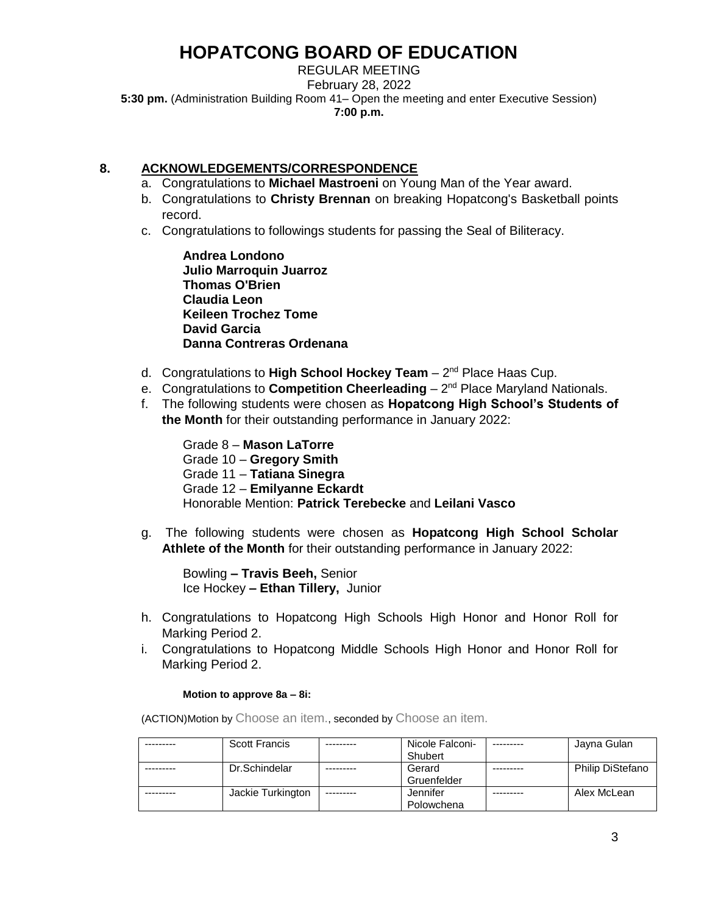# HOPATCONG BOARD OF EDUCATION

REGULAR MEETING
February 28, 2022
**5:30 pm.** (Administration Building Room 41– Open the meeting and enter Executive Session)
**7:00 p.m.**

## 8. ACKNOWLEDGEMENTS/CORRESPONDENCE

a. Congratulations to **Michael Mastroeni** on Young Man of the Year award.

b. Congratulations to **Christy Brennan** on breaking Hopatcong's Basketball points record.

c. Congratulations to followings students for passing the Seal of Biliteracy.

**Andrea Londono**
**Julio Marroquin Juarroz**
**Thomas O'Brien**
**Claudia Leon**
**Keileen Trochez Tome**
**David Garcia**
**Danna Contreras Ordenana**

d. Congratulations to **High School Hockey Team** – 2nd Place Haas Cup.

e. Congratulations to **Competition Cheerleading** – 2nd Place Maryland Nationals.

f. The following students were chosen as **Hopatcong High School's Students of the Month** for their outstanding performance in January 2022:

Grade 8 – **Mason LaTorre**
Grade 10 – **Gregory Smith**
Grade 11 – **Tatiana Sinegra**
Grade 12 – **Emilyanne Eckardt**
Honorable Mention: **Patrick Terebecke** and **Leilani Vasco**

g. The following students were chosen as **Hopatcong High School Scholar Athlete of the Month** for their outstanding performance in January 2022:

Bowling **– Travis Beeh,** Senior
Ice Hockey **– Ethan Tillery,** Junior

h. Congratulations to Hopatcong High Schools High Honor and Honor Roll for Marking Period 2.

i. Congratulations to Hopatcong Middle Schools High Honor and Honor Roll for Marking Period 2.

**Motion to approve 8a – 8i:**

(ACTION)Motion by Choose an item., seconded by Choose an item.

| --------- | Scott Francis | --------- | Nicole Falconi-Shubert | --------- | Jayna Gulan |
|---|---|---|---|---|---|
| --------- | Dr.Schindelar | --------- | Gerard Gruenfelder | --------- | Philip DiStefano |
| --------- | Jackie Turkington | --------- | Jennifer Polowchena | --------- | Alex McLean |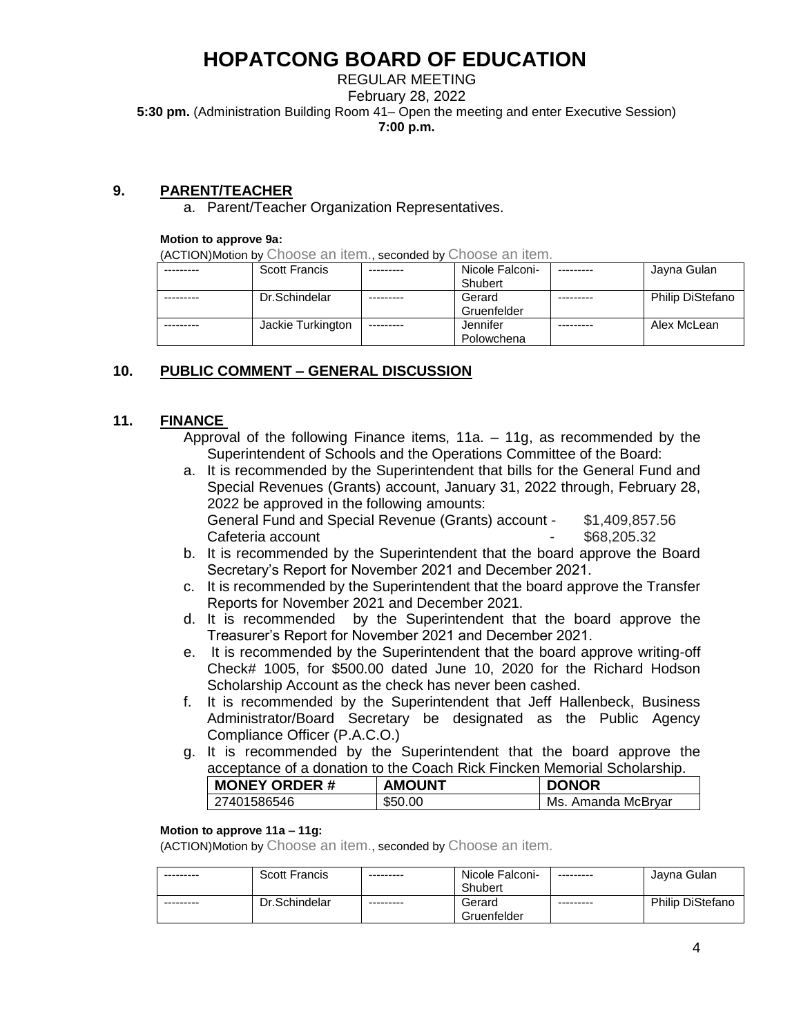# HOPATCONG BOARD OF EDUCATION

REGULAR MEETING
February 28, 2022
**5:30 pm.** (Administration Building Room 41– Open the meeting and enter Executive Session)
**7:00 p.m.**

## 9. PARENT/TEACHER

a. Parent/Teacher Organization Representatives.

**Motion to approve 9a:**

(ACTION)Motion by Choose an item., seconded by Choose an item.

| | | | | | |
|---|---|---|---|---|---|
| --------- | Scott Francis | --------- | Nicole Falconi-Shubert | --------- | Jayna Gulan |
| --------- | Dr.Schindelar | --------- | Gerard Gruenfelder | --------- | Philip DiStefano |
| --------- | Jackie Turkington | --------- | Jennifer Polowchena | --------- | Alex McLean |

## 10. PUBLIC COMMENT – GENERAL DISCUSSION

## 11. FINANCE

Approval of the following Finance items, 11a. – 11g, as recommended by the Superintendent of Schools and the Operations Committee of the Board:

a. It is recommended by the Superintendent that bills for the General Fund and Special Revenues (Grants) account, January 31, 2022 through, February 28, 2022 be approved in the following amounts:
General Fund and Special Revenue (Grants) account - $1,409,857.56
Cafeteria account - $68,205.32

b. It is recommended by the Superintendent that the board approve the Board Secretary's Report for November 2021 and December 2021.

c. It is recommended by the Superintendent that the board approve the Transfer Reports for November 2021 and December 2021.

d. It is recommended by the Superintendent that the board approve the Treasurer's Report for November 2021 and December 2021.

e. It is recommended by the Superintendent that the board approve writing-off Check# 1005, for $500.00 dated June 10, 2020 for the Richard Hodson Scholarship Account as the check has never been cashed.

f. It is recommended by the Superintendent that Jeff Hallenbeck, Business Administrator/Board Secretary be designated as the Public Agency Compliance Officer (P.A.C.O.)

g. It is recommended by the Superintendent that the board approve the acceptance of a donation to the Coach Rick Fincken Memorial Scholarship.

| MONEY ORDER # | AMOUNT | DONOR |
|---|---|---|
| 27401586546 | $50.00 | Ms. Amanda McBryar |

**Motion to approve 11a – 11g:**

(ACTION)Motion by Choose an item., seconded by Choose an item.

| | | | | | |
|---|---|---|---|---|---|
| --------- | Scott Francis | --------- | Nicole Falconi-Shubert | --------- | Jayna Gulan |
| --------- | Dr.Schindelar | --------- | Gerard Gruenfelder | --------- | Philip DiStefano |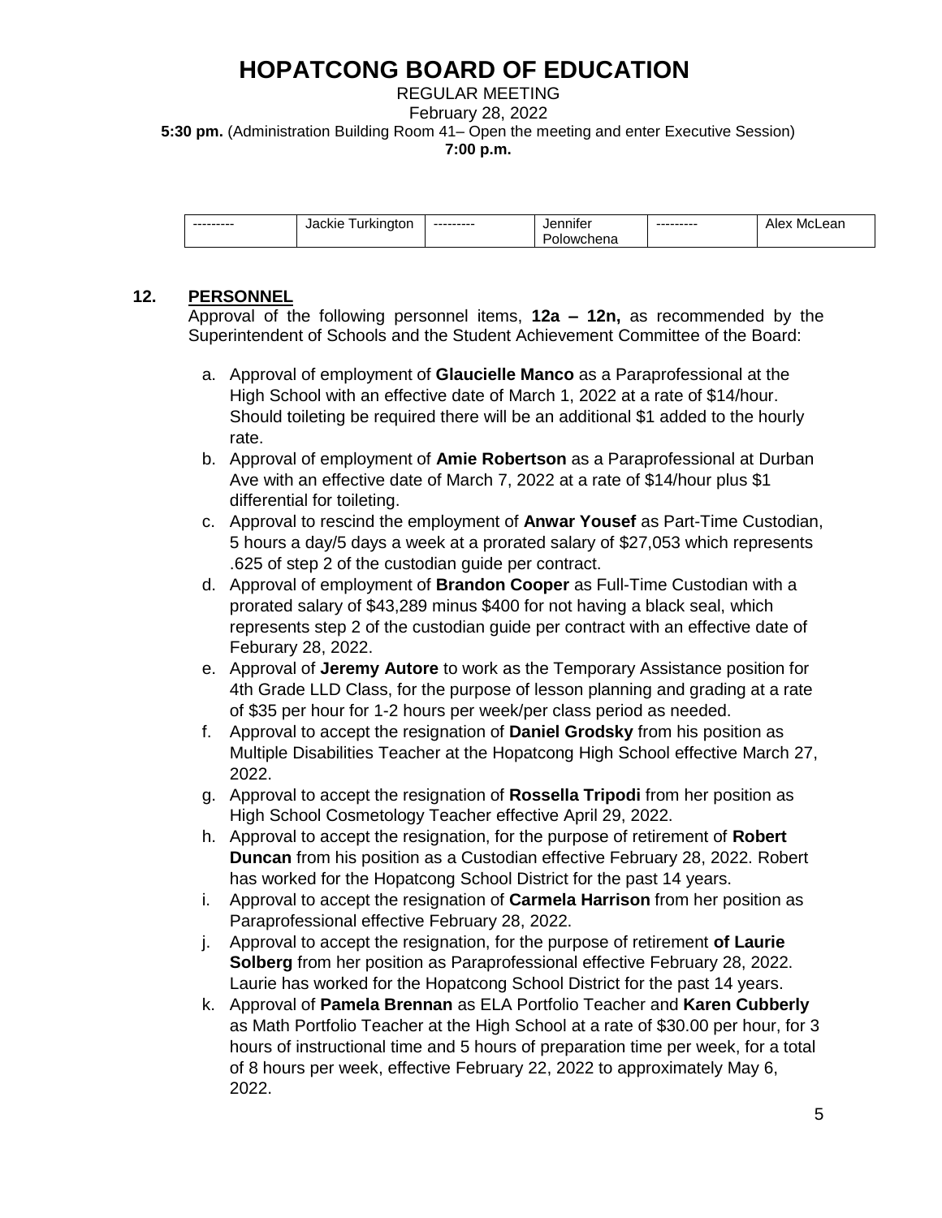# HOPATCONG BOARD OF EDUCATION

REGULAR MEETING

February 28, 2022

**5:30 pm.** (Administration Building Room 41– Open the meeting and enter Executive Session)

**7:00 p.m.**

| --------- | Jackie Turkington | --------- | Jennifer Polowchena | --------- | Alex McLean |
|---|---|---|---|---|---|

## 12. PERSONNEL

Approval of the following personnel items, **12a – 12n,** as recommended by the Superintendent of Schools and the Student Achievement Committee of the Board:

a. Approval of employment of **Glaucielle Manco** as a Paraprofessional at the High School with an effective date of March 1, 2022 at a rate of $14/hour. Should toileting be required there will be an additional $1 added to the hourly rate.

b. Approval of employment of **Amie Robertson** as a Paraprofessional at Durban Ave with an effective date of March 7, 2022 at a rate of $14/hour plus $1 differential for toileting.

c. Approval to rescind the employment of **Anwar Yousef** as Part-Time Custodian, 5 hours a day/5 days a week at a prorated salary of $27,053 which represents .625 of step 2 of the custodian guide per contract.

d. Approval of employment of **Brandon Cooper** as Full-Time Custodian with a prorated salary of $43,289 minus $400 for not having a black seal, which represents step 2 of the custodian guide per contract with an effective date of Feburary 28, 2022.

e. Approval of **Jeremy Autore** to work as the Temporary Assistance position for 4th Grade LLD Class, for the purpose of lesson planning and grading at a rate of $35 per hour for 1-2 hours per week/per class period as needed.

f. Approval to accept the resignation of **Daniel Grodsky** from his position as Multiple Disabilities Teacher at the Hopatcong High School effective March 27, 2022.

g. Approval to accept the resignation of **Rossella Tripodi** from her position as High School Cosmetology Teacher effective April 29, 2022.

h. Approval to accept the resignation, for the purpose of retirement of **Robert Duncan** from his position as a Custodian effective February 28, 2022. Robert has worked for the Hopatcong School District for the past 14 years.

i. Approval to accept the resignation of **Carmela Harrison** from her position as Paraprofessional effective February 28, 2022.

j. Approval to accept the resignation, for the purpose of retirement **of Laurie Solberg** from her position as Paraprofessional effective February 28, 2022. Laurie has worked for the Hopatcong School District for the past 14 years.

k. Approval of **Pamela Brennan** as ELA Portfolio Teacher and **Karen Cubberly** as Math Portfolio Teacher at the High School at a rate of $30.00 per hour, for 3 hours of instructional time and 5 hours of preparation time per week, for a total of 8 hours per week, effective February 22, 2022 to approximately May 6, 2022.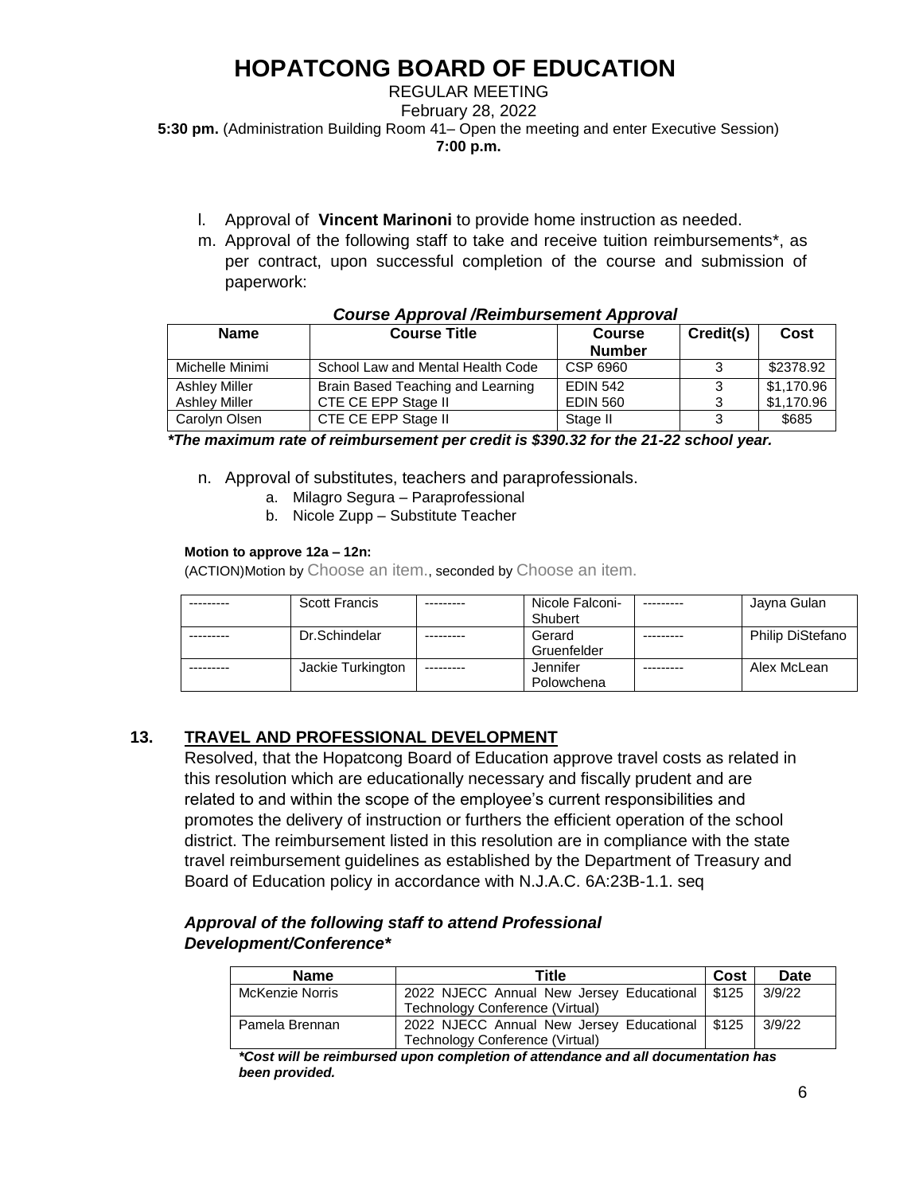# HOPATCONG BOARD OF EDUCATION

REGULAR MEETING
February 28, 2022
**5:30 pm.** (Administration Building Room 41– Open the meeting and enter Executive Session)
**7:00 p.m.**

l. Approval of **Vincent Marinoni** to provide home instruction as needed.

m. Approval of the following staff to take and receive tuition reimbursements*, as per contract, upon successful completion of the course and submission of paperwork:

***Course Approval /Reimbursement Approval***

| Name | Course Title | Course Number | Credit(s) | Cost |
|---|---|---|---|---|
| Michelle Minimi | School Law and Mental Health Code | CSP 6960 | 3 | $2378.92 |
| Ashley Miller | Brain Based Teaching and Learning | EDIN 542 | 3 | $1,170.96 |
| Ashley Miller | CTE CE EPP Stage II | EDIN 560 | 3 | $1,170.96 |
| Carolyn Olsen | CTE CE EPP Stage II | Stage II | 3 | $685 |

***The maximum rate of reimbursement per credit is $390.32 for the 21-22 school year.***

n. Approval of substitutes, teachers and paraprofessionals.
   a. Milagro Segura – Paraprofessional
   b. Nicole Zupp – Substitute Teacher

**Motion to approve 12a – 12n:**

(ACTION)Motion by Choose an item., seconded by Choose an item.

| --------- | Scott Francis | --------- | Nicole Falconi-Shubert | --------- | Jayna Gulan |
|---|---|---|---|---|---|
| --------- | Dr.Schindelar | --------- | Gerard Gruenfelder | --------- | Philip DiStefano |
| --------- | Jackie Turkington | --------- | Jennifer Polowchena | --------- | Alex McLean |

## 13. TRAVEL AND PROFESSIONAL DEVELOPMENT

Resolved, that the Hopatcong Board of Education approve travel costs as related in this resolution which are educationally necessary and fiscally prudent and are related to and within the scope of the employee's current responsibilities and promotes the delivery of instruction or furthers the efficient operation of the school district. The reimbursement listed in this resolution are in compliance with the state travel reimbursement guidelines as established by the Department of Treasury and Board of Education policy in accordance with N.J.A.C. 6A:23B-1.1. seq

***Approval of the following staff to attend Professional Development/Conference****

| Name | Title | Cost | Date |
|---|---|---|---|
| McKenzie Norris | 2022 NJECC Annual New Jersey Educational Technology Conference (Virtual) | $125 | 3/9/22 |
| Pamela Brennan | 2022 NJECC Annual New Jersey Educational Technology Conference (Virtual) | $125 | 3/9/22 |

***Cost will be reimbursed upon completion of attendance and all documentation has been provided.***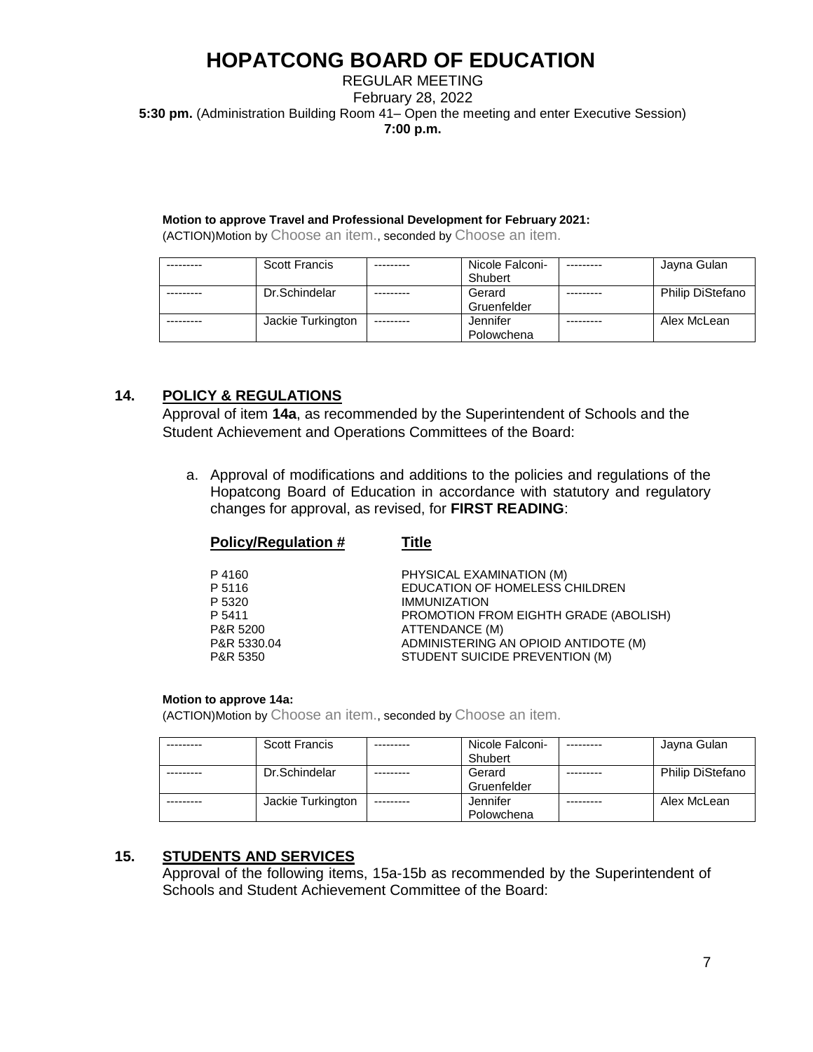# HOPATCONG BOARD OF EDUCATION

REGULAR MEETING
February 28, 2022
**5:30 pm.** (Administration Building Room 41– Open the meeting and enter Executive Session)
**7:00 p.m.**

**Motion to approve Travel and Professional Development for February 2021:**
(ACTION)Motion by Choose an item., seconded by Choose an item.

| --------- | Scott Francis | --------- | Nicole Falconi-Shubert | --------- | Jayna Gulan |
|---|---|---|---|---|---|
| --------- | Dr.Schindelar | --------- | Gerard Gruenfelder | --------- | Philip DiStefano |
| --------- | Jackie Turkington | --------- | Jennifer Polowchena | --------- | Alex McLean |

## 14. POLICY & REGULATIONS

Approval of item **14a**, as recommended by the Superintendent of Schools and the Student Achievement and Operations Committees of the Board:

a. Approval of modifications and additions to the policies and regulations of the Hopatcong Board of Education in accordance with statutory and regulatory changes for approval, as revised, for **FIRST READING**:

| Policy/Regulation # | Title |
|---|---|
| P 4160 | PHYSICAL EXAMINATION (M) |
| P 5116 | EDUCATION OF HOMELESS CHILDREN |
| P 5320 | IMMUNIZATION |
| P 5411 | PROMOTION FROM EIGHTH GRADE (ABOLISH) |
| P&R 5200 | ATTENDANCE (M) |
| P&R 5330.04 | ADMINISTERING AN OPIOID ANTIDOTE (M) |
| P&R 5350 | STUDENT SUICIDE PREVENTION (M) |

**Motion to approve 14a:**
(ACTION)Motion by Choose an item., seconded by Choose an item.

| --------- | Scott Francis | --------- | Nicole Falconi-Shubert | --------- | Jayna Gulan |
|---|---|---|---|---|---|
| --------- | Dr.Schindelar | --------- | Gerard Gruenfelder | --------- | Philip DiStefano |
| --------- | Jackie Turkington | --------- | Jennifer Polowchena | --------- | Alex McLean |

## 15. STUDENTS AND SERVICES

Approval of the following items, 15a-15b as recommended by the Superintendent of Schools and Student Achievement Committee of the Board: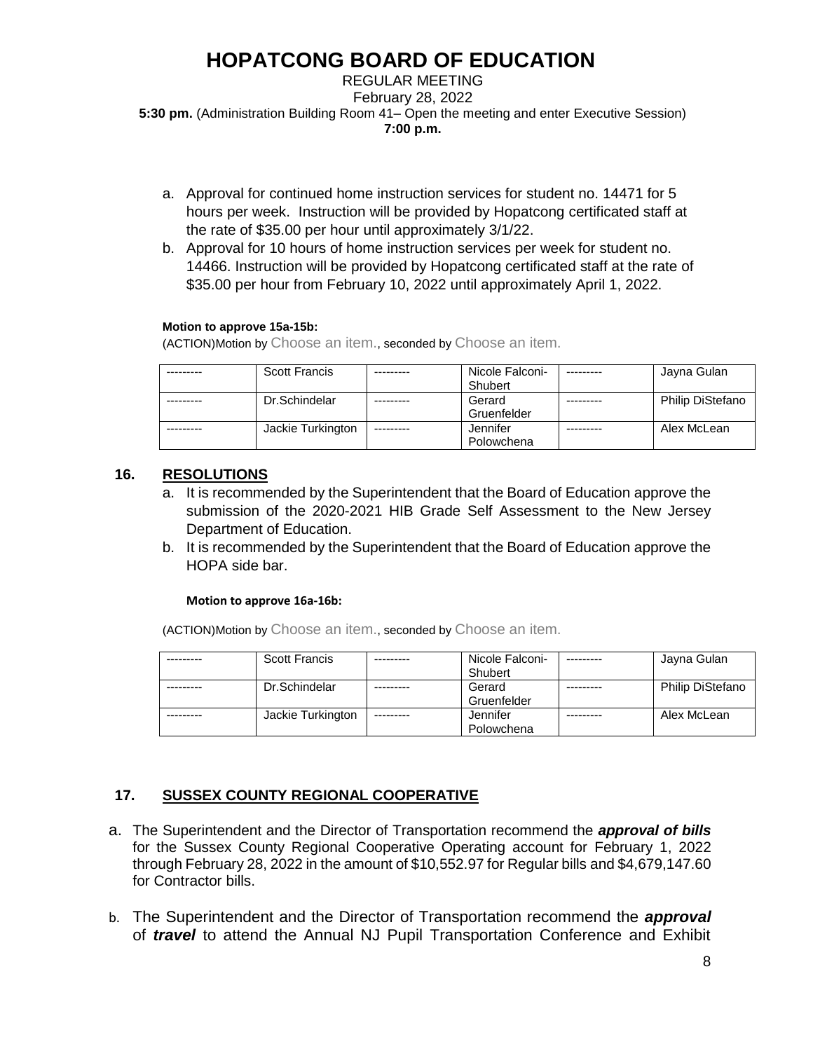# HOPATCONG BOARD OF EDUCATION

REGULAR MEETING
February 28, 2022
**5:30 pm.** (Administration Building Room 41– Open the meeting and enter Executive Session)
**7:00 p.m.**

a. Approval for continued home instruction services for student no. 14471 for 5 hours per week. Instruction will be provided by Hopatcong certificated staff at the rate of $35.00 per hour until approximately 3/1/22.
b. Approval for 10 hours of home instruction services per week for student no. 14466. Instruction will be provided by Hopatcong certificated staff at the rate of $35.00 per hour from February 10, 2022 until approximately April 1, 2022.

**Motion to approve 15a-15b:**

(ACTION)Motion by Choose an item., seconded by Choose an item.

| | | | | | |
|---|---|---|---|---|---|
| --------- | Scott Francis | --------- | Nicole Falconi-Shubert | --------- | Jayna Gulan |
| --------- | Dr.Schindelar | --------- | Gerard Gruenfelder | --------- | Philip DiStefano |
| --------- | Jackie Turkington | --------- | Jennifer Polowchena | --------- | Alex McLean |

## 16. RESOLUTIONS

a. It is recommended by the Superintendent that the Board of Education approve the submission of the 2020-2021 HIB Grade Self Assessment to the New Jersey Department of Education.
b. It is recommended by the Superintendent that the Board of Education approve the HOPA side bar.

**Motion to approve 16a-16b:**

(ACTION)Motion by Choose an item., seconded by Choose an item.

| | | | | | |
|---|---|---|---|---|---|
| --------- | Scott Francis | --------- | Nicole Falconi-Shubert | --------- | Jayna Gulan |
| --------- | Dr.Schindelar | --------- | Gerard Gruenfelder | --------- | Philip DiStefano |
| --------- | Jackie Turkington | --------- | Jennifer Polowchena | --------- | Alex McLean |

## 17. SUSSEX COUNTY REGIONAL COOPERATIVE

a. The Superintendent and the Director of Transportation recommend the ***approval of bills*** for the Sussex County Regional Cooperative Operating account for February 1, 2022 through February 28, 2022 in the amount of $10,552.97 for Regular bills and $4,679,147.60 for Contractor bills.

b. The Superintendent and the Director of Transportation recommend the ***approval*** of ***travel*** to attend the Annual NJ Pupil Transportation Conference and Exhibit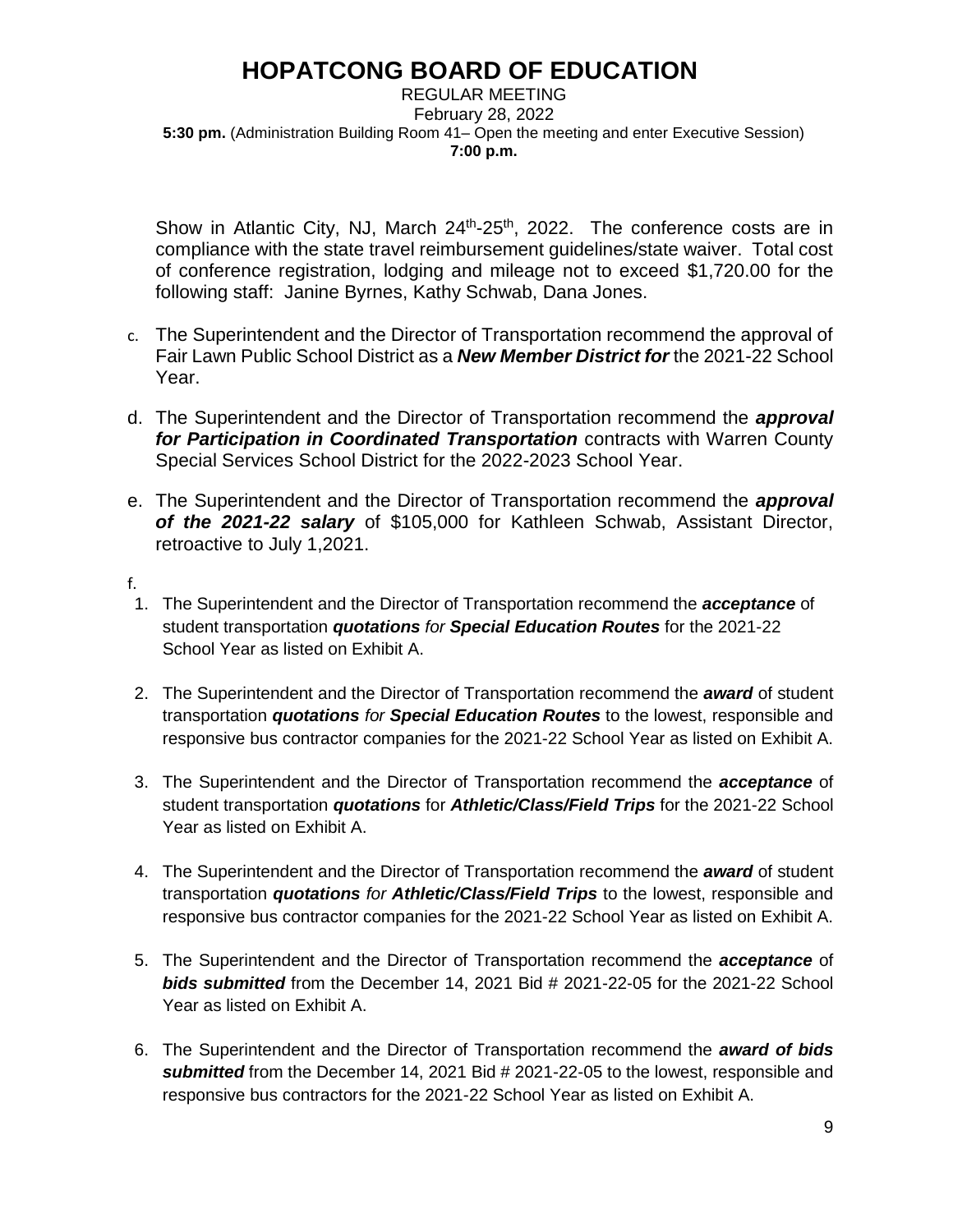Show in Atlantic City, NJ, March 24th-25th, 2022. The conference costs are in compliance with the state travel reimbursement guidelines/state waiver. Total cost of conference registration, lodging and mileage not to exceed $1,720.00 for the following staff: Janine Byrnes, Kathy Schwab, Dana Jones.

c. The Superintendent and the Director of Transportation recommend the approval of Fair Lawn Public School District as a ***New Member District for*** the 2021-22 School Year.

d. The Superintendent and the Director of Transportation recommend the ***approval for Participation in Coordinated Transportation*** contracts with Warren County Special Services School District for the 2022-2023 School Year.

e. The Superintendent and the Director of Transportation recommend the ***approval of the 2021-22 salary*** of $105,000 for Kathleen Schwab, Assistant Director, retroactive to July 1,2021.

f.

1. The Superintendent and the Director of Transportation recommend the ***acceptance*** of student transportation ***quotations*** *for* ***Special Education Routes*** for the 2021-22 School Year as listed on Exhibit A.

2. The Superintendent and the Director of Transportation recommend the ***award*** of student transportation ***quotations*** *for* ***Special Education Routes*** to the lowest, responsible and responsive bus contractor companies for the 2021-22 School Year as listed on Exhibit A.

3. The Superintendent and the Director of Transportation recommend the ***acceptance*** of student transportation ***quotations*** for ***Athletic/Class/Field Trips*** for the 2021-22 School Year as listed on Exhibit A.

4. The Superintendent and the Director of Transportation recommend the ***award*** of student transportation ***quotations*** *for* ***Athletic/Class/Field Trips*** to the lowest, responsible and responsive bus contractor companies for the 2021-22 School Year as listed on Exhibit A.

5. The Superintendent and the Director of Transportation recommend the ***acceptance*** of ***bids submitted*** from the December 14, 2021 Bid # 2021-22-05 for the 2021-22 School Year as listed on Exhibit A.

6. The Superintendent and the Director of Transportation recommend the ***award of bids submitted*** from the December 14, 2021 Bid # 2021-22-05 to the lowest, responsible and responsive bus contractors for the 2021-22 School Year as listed on Exhibit A.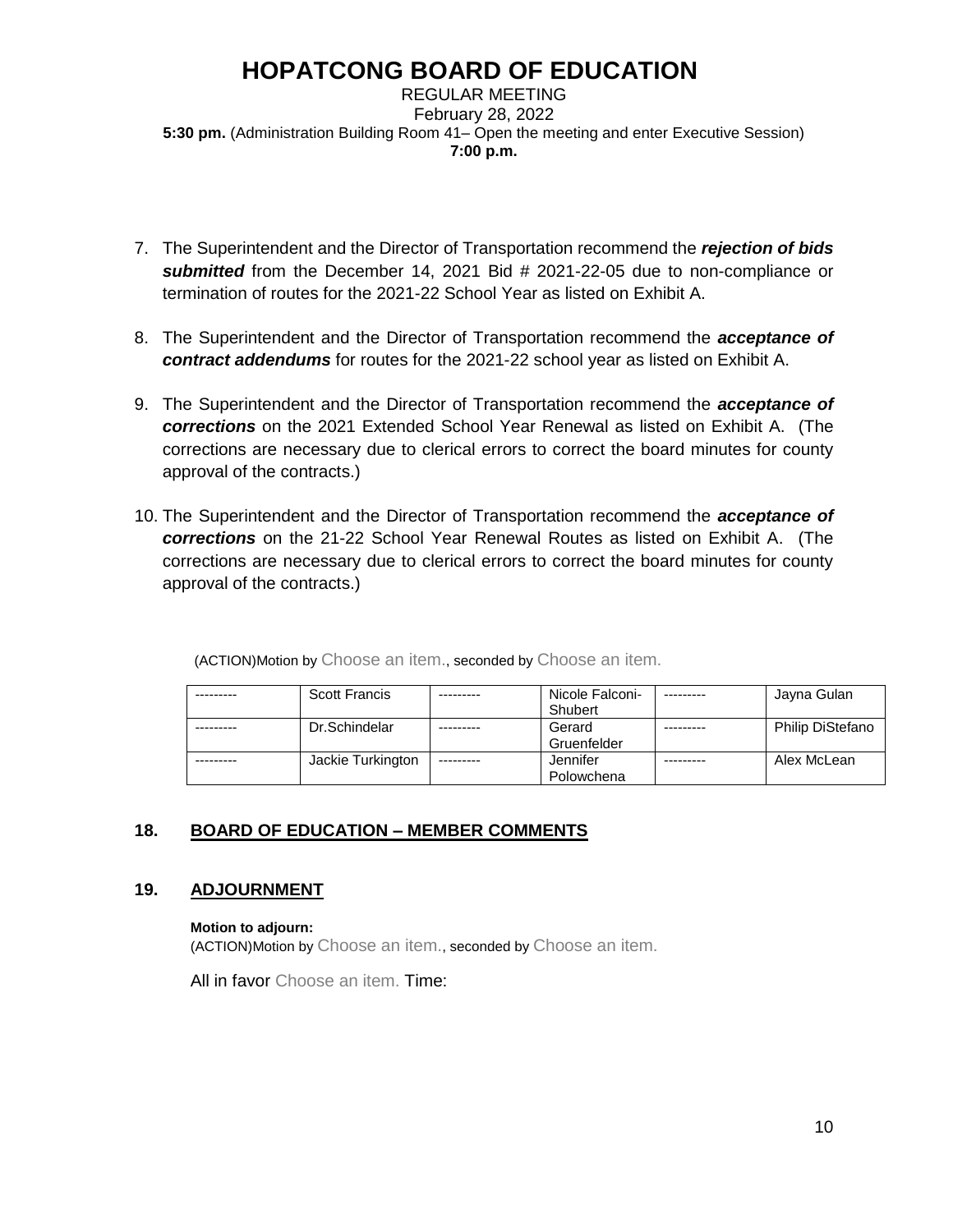# HOPATCONG BOARD OF EDUCATION

REGULAR MEETING
February 28, 2022
**5:30 pm.** (Administration Building Room 41– Open the meeting and enter Executive Session)
**7:00 p.m.**

7. The Superintendent and the Director of Transportation recommend the ***rejection of bids submitted*** from the December 14, 2021 Bid # 2021-22-05 due to non-compliance or termination of routes for the 2021-22 School Year as listed on Exhibit A.

8. The Superintendent and the Director of Transportation recommend the ***acceptance of contract addendums*** for routes for the 2021-22 school year as listed on Exhibit A.

9. The Superintendent and the Director of Transportation recommend the ***acceptance of corrections*** on the 2021 Extended School Year Renewal as listed on Exhibit A. (The corrections are necessary due to clerical errors to correct the board minutes for county approval of the contracts.)

10. The Superintendent and the Director of Transportation recommend the ***acceptance of corrections*** on the 21-22 School Year Renewal Routes as listed on Exhibit A. (The corrections are necessary due to clerical errors to correct the board minutes for county approval of the contracts.)

(ACTION)Motion by Choose an item., seconded by Choose an item.

| | | | | | |
|---|---|---|---|---|---|
| --------- | Scott Francis | --------- | Nicole Falconi-Shubert | --------- | Jayna Gulan |
| --------- | Dr.Schindelar | --------- | Gerard Gruenfelder | --------- | Philip DiStefano |
| --------- | Jackie Turkington | --------- | Jennifer Polowchena | --------- | Alex McLean |

## 18. BOARD OF EDUCATION – MEMBER COMMENTS

## 19. ADJOURNMENT

**Motion to adjourn:**
(ACTION)Motion by Choose an item., seconded by Choose an item.

All in favor Choose an item. Time: